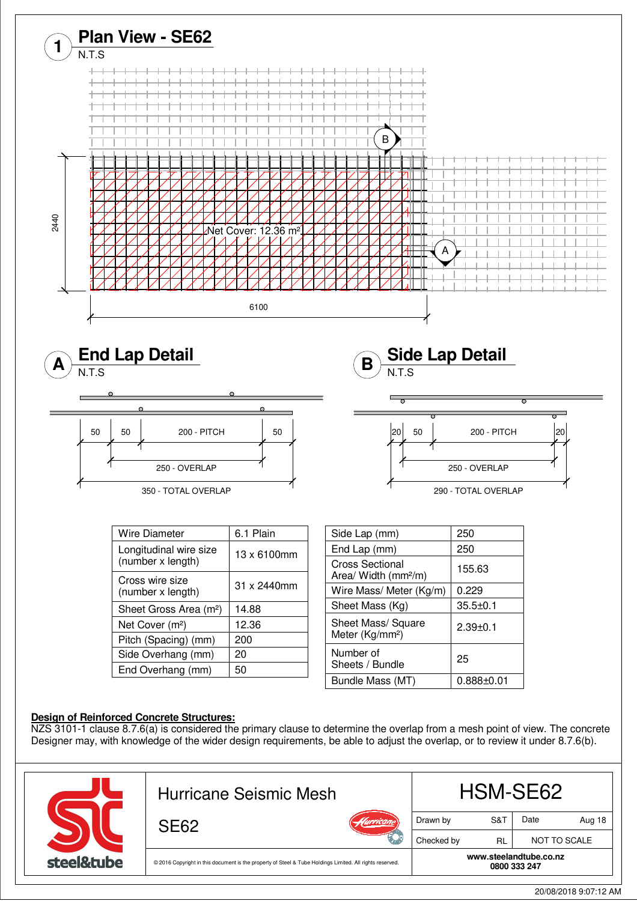## 1 Plan View - SE62

N.T.S

Net Cover: 12.36 m²

2440

6100

## A End Lap Detail

N.T.S

50 | 50 | 200 - PITCH | 50

250 - OVERLAP

350 - TOTAL OVERLAP

## B Side Lap Detail

N.T.S

20 | 50 | 200 - PITCH | 20

250 - OVERLAP

290 - TOTAL OVERLAP

| Wire Diameter | 6.1 Plain |
|---|---|
| Longitudinal wire size (number x length) | 13 x 6100mm |
| Cross wire size (number x length) | 31 x 2440mm |
| Sheet Gross Area (m²) | 14.88 |
| Net Cover (m²) | 12.36 |
| Pitch (Spacing) (mm) | 200 |
| Side Overhang (mm) | 20 |
| End Overhang (mm) | 50 |

| Side Lap (mm) | 250 |
|---|---|
| End Lap (mm) | 250 |
| Cross Sectional Area/ Width (mm²/m) | 155.63 |
| Wire Mass/ Meter (Kg/m) | 0.229 |
| Sheet Mass (Kg) | 35.5±0.1 |
| Sheet Mass/ Square Meter (Kg/mm²) | 2.39±0.1 |
| Number of Sheets / Bundle | 25 |
| Bundle Mass (MT) | 0.888±0.01 |

**Design of Reinforced Concrete Structures:**
NZS 3101-1 clause 8.7.6(a) is considered the primary clause to determine the overlap from a mesh point of view. The concrete Designer may, with knowledge of the wider design requirements, be able to adjust the overlap, or to review it under 8.7.6(b).

steel&tube

Hurricane Seismic Mesh

SE62

© 2016 Copyright in this document is the property of Steel & Tube Holdings Limited. All rights reserved.

| HSM-SE62 | | | |
|---|---|---|---|
| Drawn by | S&T | Date | Aug 18 |
| Checked by | RL | NOT TO SCALE | |

**www.steelandtube.co.nz**
**0800 333 247**

20/08/2018 9:07:12 AM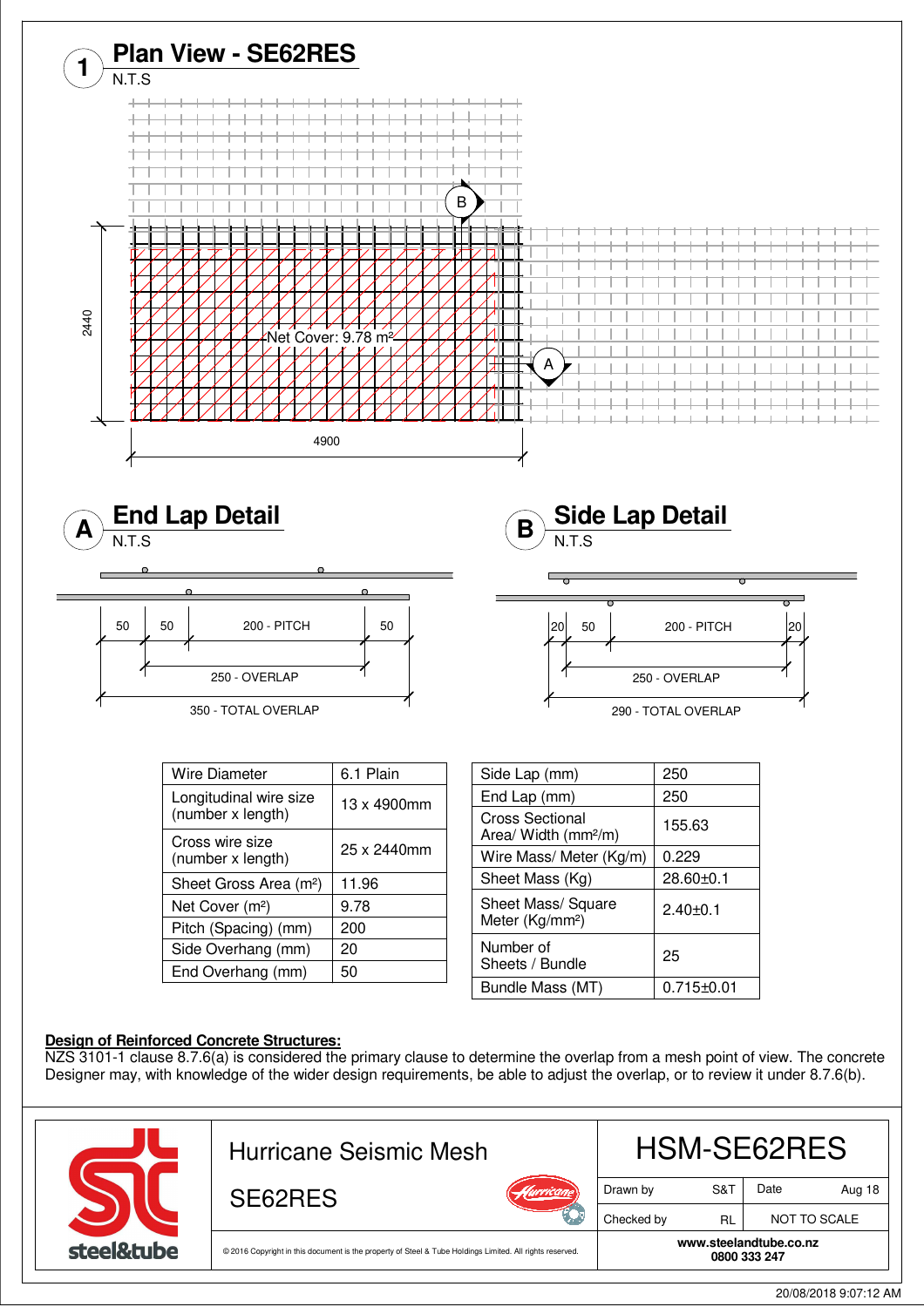## 1 Plan View - SE62RES

N.T.S

Net Cover: 9.78 m²

2440

4900

## A End Lap Detail

N.T.S

50 | 50 | 200 - PITCH | 50

250 - OVERLAP

350 - TOTAL OVERLAP

## B Side Lap Detail

N.T.S

20 | 50 | 200 - PITCH | 20

250 - OVERLAP

290 - TOTAL OVERLAP

| Wire Diameter | 6.1 Plain |
|---|---|
| Longitudinal wire size (number x length) | 13 x 4900mm |
| Cross wire size (number x length) | 25 x 2440mm |
| Sheet Gross Area (m²) | 11.96 |
| Net Cover (m²) | 9.78 |
| Pitch (Spacing) (mm) | 200 |
| Side Overhang (mm) | 20 |
| End Overhang (mm) | 50 |

| Side Lap (mm) | 250 |
|---|---|
| End Lap (mm) | 250 |
| Cross Sectional Area/ Width (mm²/m) | 155.63 |
| Wire Mass/ Meter (Kg/m) | 0.229 |
| Sheet Mass (Kg) | 28.60±0.1 |
| Sheet Mass/ Square Meter (Kg/mm²) | 2.40±0.1 |
| Number of Sheets / Bundle | 25 |
| Bundle Mass (MT) | 0.715±0.01 |

**Design of Reinforced Concrete Structures:**
NZS 3101-1 clause 8.7.6(a) is considered the primary clause to determine the overlap from a mesh point of view. The concrete Designer may, with knowledge of the wider design requirements, be able to adjust the overlap, or to review it under 8.7.6(b).

| steel&tube | Hurricane Seismic Mesh SE62RES | HSM-SE62RES | |
|---|---|---|---|
| | | Drawn by S&T | Date Aug 18 |
| | | Checked by RL | NOT TO SCALE |
| | © 2016 Copyright in this document is the property of Steel & Tube Holdings Limited. All rights reserved. | www.steelandtube.co.nz 0800 333 247 | |

20/08/2018 9:07:12 AM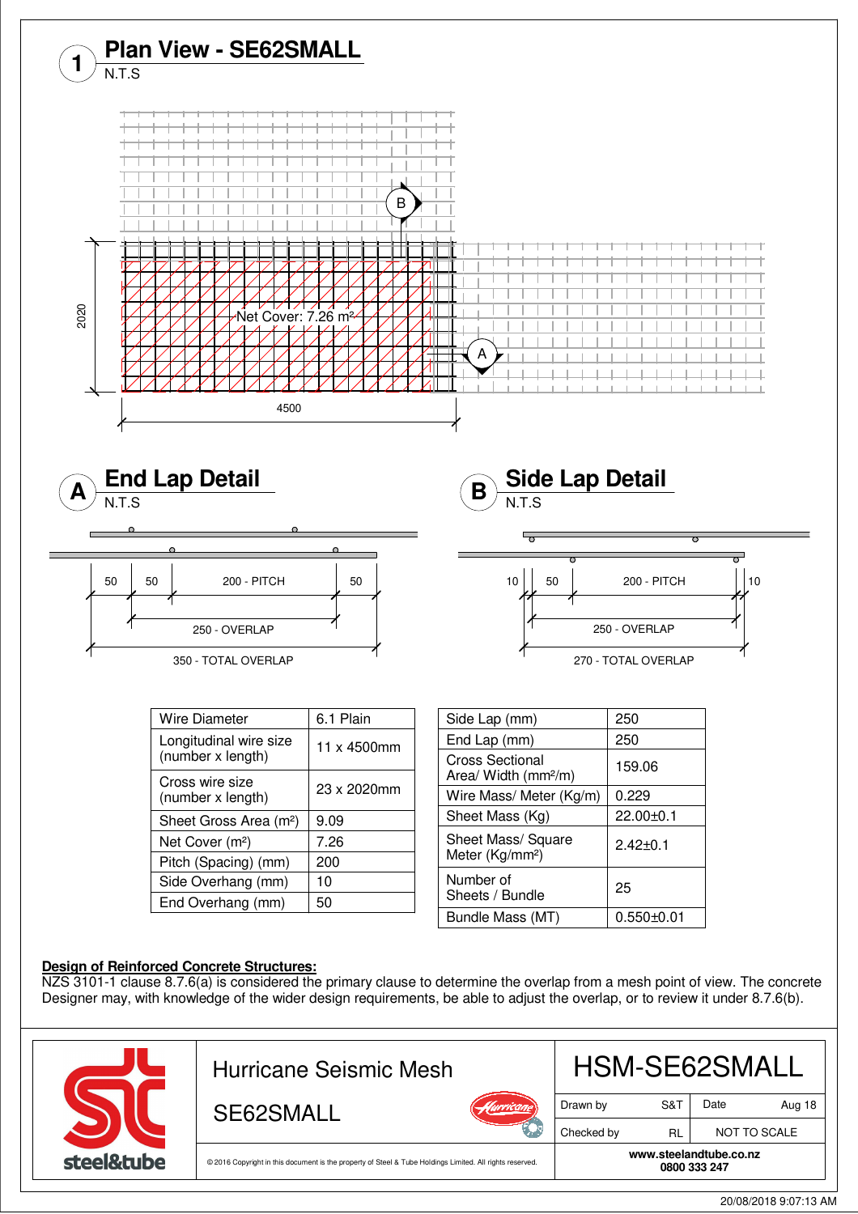## 1 Plan View - SE62SMALL

N.T.S

Net Cover: 7.26 m²

2020

4500

## A End Lap Detail

N.T.S

50 | 50 | 200 - PITCH | 50

250 - OVERLAP

350 - TOTAL OVERLAP

## B Side Lap Detail

N.T.S

10 | 50 | 200 - PITCH | 10

250 - OVERLAP

270 - TOTAL OVERLAP

| Wire Diameter | 6.1 Plain |
|---|---|
| Longitudinal wire size (number x length) | 11 x 4500mm |
| Cross wire size (number x length) | 23 x 2020mm |
| Sheet Gross Area (m²) | 9.09 |
| Net Cover (m²) | 7.26 |
| Pitch (Spacing) (mm) | 200 |
| Side Overhang (mm) | 10 |
| End Overhang (mm) | 50 |

| Side Lap (mm) | 250 |
|---|---|
| End Lap (mm) | 250 |
| Cross Sectional Area/ Width (mm²/m) | 159.06 |
| Wire Mass/ Meter (Kg/m) | 0.229 |
| Sheet Mass (Kg) | 22.00±0.1 |
| Sheet Mass/ Square Meter (Kg/mm²) | 2.42±0.1 |
| Number of Sheets / Bundle | 25 |
| Bundle Mass (MT) | 0.550±0.01 |

**Design of Reinforced Concrete Structures:**
NZS 3101-1 clause 8.7.6(a) is considered the primary clause to determine the overlap from a mesh point of view. The concrete Designer may, with knowledge of the wider design requirements, be able to adjust the overlap, or to review it under 8.7.6(b).

steel&tube

Hurricane Seismic Mesh

SE62SMALL

© 2016 Copyright in this document is the property of Steel & Tube Holdings Limited. All rights reserved.

HSM-SE62SMALL

| Drawn by | S&T | Date | Aug 18 |
|---|---|---|---|
| Checked by | RL | NOT TO SCALE | |

www.steelandtube.co.nz
0800 333 247

20/08/2018 9:07:13 AM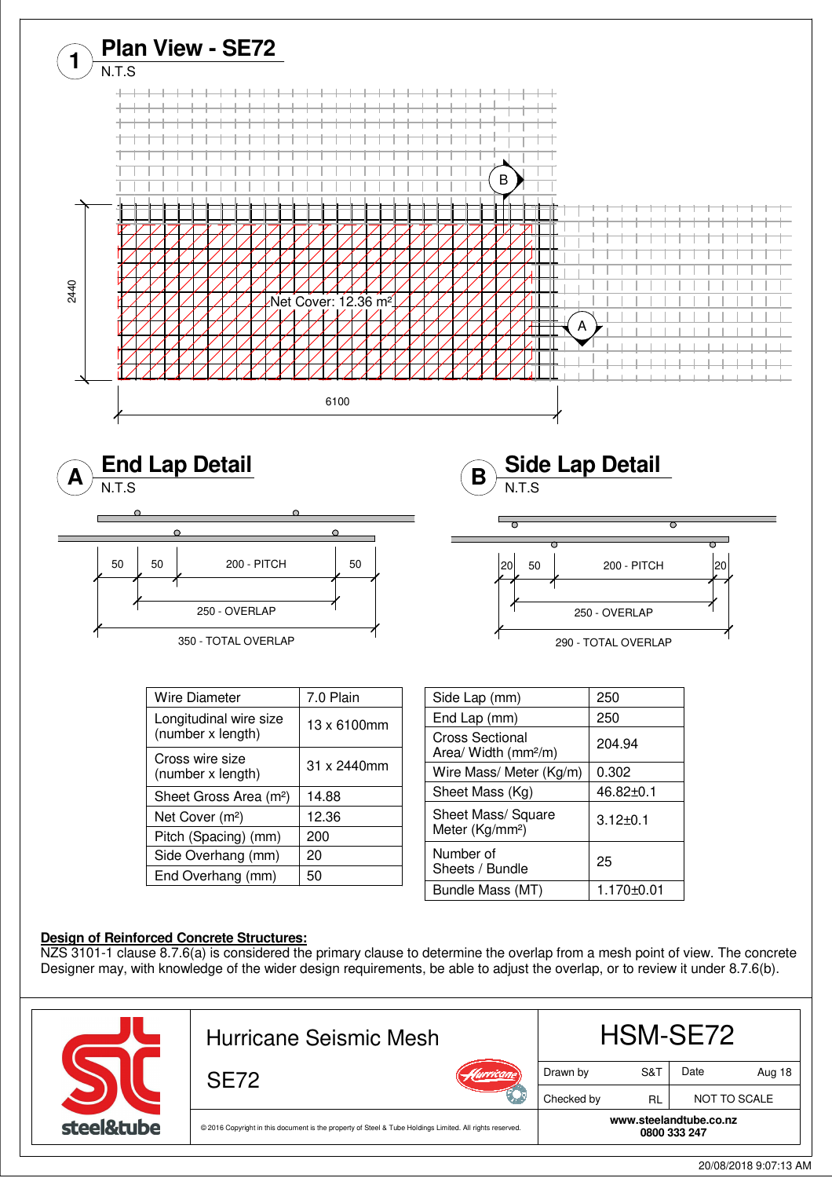## 1 Plan View - SE72

N.T.S

2440

Net Cover: 12.36 m²

6100

B

A

## A End Lap Detail

N.T.S

50 | 50 | 200 - PITCH | 50

250 - OVERLAP

350 - TOTAL OVERLAP

## B Side Lap Detail

N.T.S

20 | 50 | 200 - PITCH | 20

250 - OVERLAP

290 - TOTAL OVERLAP

| Wire Diameter | 7.0 Plain |
|---|---|
| Longitudinal wire size (number x length) | 13 x 6100mm |
| Cross wire size (number x length) | 31 x 2440mm |
| Sheet Gross Area (m²) | 14.88 |
| Net Cover (m²) | 12.36 |
| Pitch (Spacing) (mm) | 200 |
| Side Overhang (mm) | 20 |
| End Overhang (mm) | 50 |

| Side Lap (mm) | 250 |
|---|---|
| End Lap (mm) | 250 |
| Cross Sectional Area/ Width (mm²/m) | 204.94 |
| Wire Mass/ Meter (Kg/m) | 0.302 |
| Sheet Mass (Kg) | 46.82±0.1 |
| Sheet Mass/ Square Meter (Kg/mm²) | 3.12±0.1 |
| Number of Sheets / Bundle | 25 |
| Bundle Mass (MT) | 1.170±0.01 |

**Design of Reinforced Concrete Structures:**
NZS 3101-1 clause 8.7.6(a) is considered the primary clause to determine the overlap from a mesh point of view. The concrete Designer may, with knowledge of the wider design requirements, be able to adjust the overlap, or to review it under 8.7.6(b).

| steel&tube | Hurricane Seismic Mesh SE72 | HSM-SE72 | |
|---|---|---|---|
| | | Drawn by S&T | Date Aug 18 |
| | | Checked by RL | NOT TO SCALE |
| | © 2016 Copyright in this document is the property of Steel & Tube Holdings Limited. All rights reserved. | www.steelandtube.co.nz 0800 333 247 | |

20/08/2018 9:07:13 AM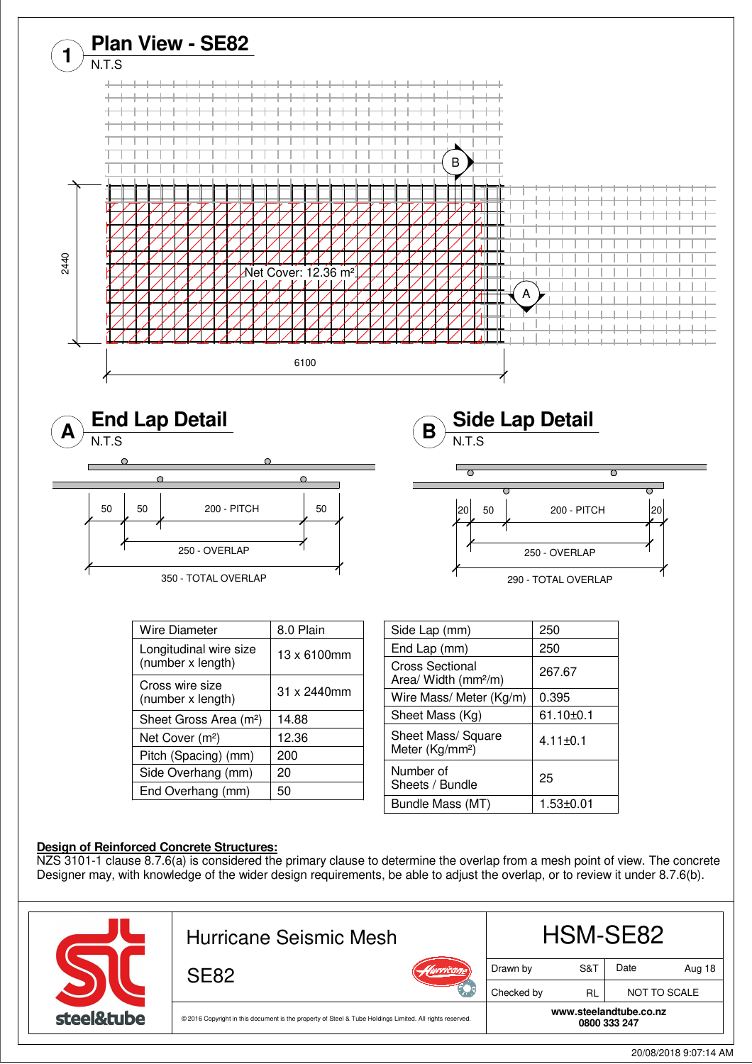# 1 Plan View - SE82

N.T.S

Net Cover: 12.36 m²

2440

6100

## A End Lap Detail

N.T.S

50 | 50 | 200 - PITCH | 50

250 - OVERLAP

350 - TOTAL OVERLAP

## B Side Lap Detail

N.T.S

20 | 50 | 200 - PITCH | 20

250 - OVERLAP

290 - TOTAL OVERLAP

| Wire Diameter | 8.0 Plain |
|---|---|
| Longitudinal wire size (number x length) | 13 x 6100mm |
| Cross wire size (number x length) | 31 x 2440mm |
| Sheet Gross Area (m²) | 14.88 |
| Net Cover (m²) | 12.36 |
| Pitch (Spacing) (mm) | 200 |
| Side Overhang (mm) | 20 |
| End Overhang (mm) | 50 |

| Side Lap (mm) | 250 |
|---|---|
| End Lap (mm) | 250 |
| Cross Sectional Area/ Width (mm²/m) | 267.67 |
| Wire Mass/ Meter (Kg/m) | 0.395 |
| Sheet Mass (Kg) | 61.10±0.1 |
| Sheet Mass/ Square Meter (Kg/mm²) | 4.11±0.1 |
| Number of Sheets / Bundle | 25 |
| Bundle Mass (MT) | 1.53±0.01 |

**Design of Reinforced Concrete Structures:**
NZS 3101-1 clause 8.7.6(a) is considered the primary clause to determine the overlap from a mesh point of view. The concrete Designer may, with knowledge of the wider design requirements, be able to adjust the overlap, or to review it under 8.7.6(b).

| steel&tube | Hurricane Seismic Mesh SE82 | HSM-SE82 | |
|---|---|---|---|
| | | Drawn by S&T | Date Aug 18 |
| | | Checked by RL | NOT TO SCALE |
| | © 2016 Copyright in this document is the property of Steel & Tube Holdings Limited. All rights reserved. | www.steelandtube.co.nz 0800 333 247 | |

20/08/2018 9:07:14 AM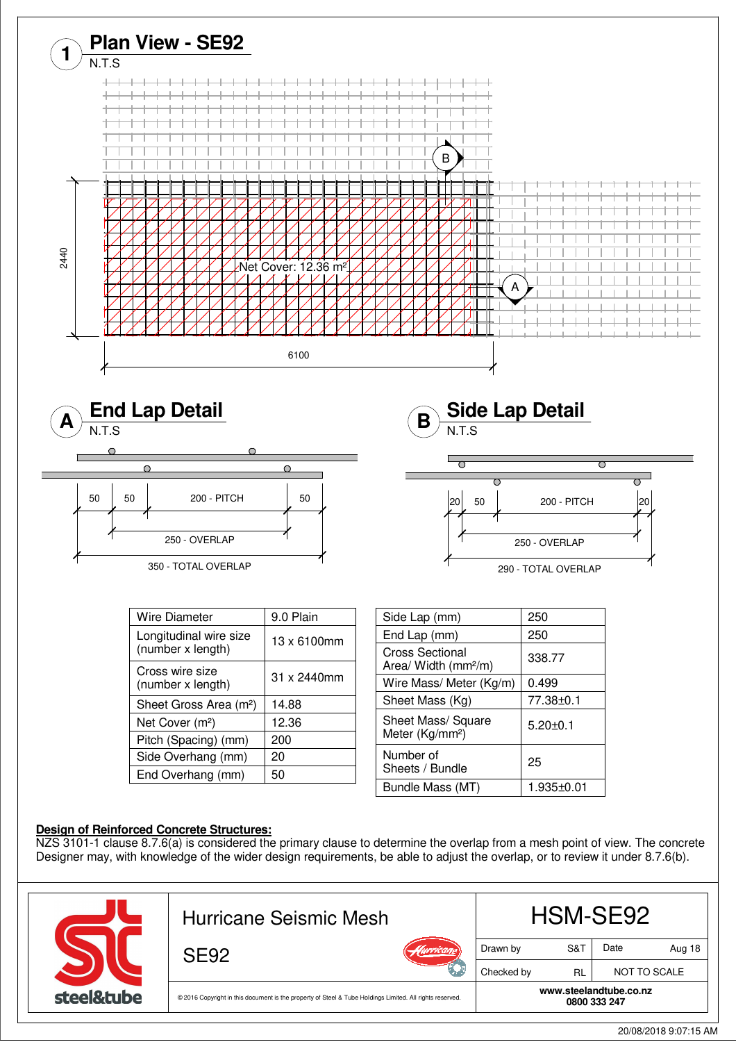## 1 Plan View - SE92

N.T.S

2440

Net Cover: 12.36 m²

6100

## A End Lap Detail

N.T.S

50 50 200 - PITCH 50

250 - OVERLAP

350 - TOTAL OVERLAP

## B Side Lap Detail

N.T.S

20 50 200 - PITCH 20

250 - OVERLAP

290 - TOTAL OVERLAP

| | |
|---|---|
| Wire Diameter | 9.0 Plain |
| Longitudinal wire size (number x length) | 13 x 6100mm |
| Cross wire size (number x length) | 31 x 2440mm |
| Sheet Gross Area (m²) | 14.88 |
| Net Cover (m²) | 12.36 |
| Pitch (Spacing) (mm) | 200 |
| Side Overhang (mm) | 20 |
| End Overhang (mm) | 50 |

| | |
|---|---|
| Side Lap (mm) | 250 |
| End Lap (mm) | 250 |
| Cross Sectional Area/ Width (mm²/m) | 338.77 |
| Wire Mass/ Meter (Kg/m) | 0.499 |
| Sheet Mass (Kg) | 77.38±0.1 |
| Sheet Mass/ Square Meter (Kg/mm²) | 5.20±0.1 |
| Number of Sheets / Bundle | 25 |
| Bundle Mass (MT) | 1.935±0.01 |

**Design of Reinforced Concrete Structures:**
NZS 3101-1 clause 8.7.6(a) is considered the primary clause to determine the overlap from a mesh point of view. The concrete Designer may, with knowledge of the wider design requirements, be able to adjust the overlap, or to review it under 8.7.6(b).

steel&tube

Hurricane Seismic Mesh

SE92

Hurricane

© 2016 Copyright in this document is the property of Steel & Tube Holdings Limited. All rights reserved.

| HSM-SE92 | | | |
|---|---|---|---|
| Drawn by | S&T | Date | Aug 18 |
| Checked by | RL | NOT TO SCALE | |

www.steelandtube.co.nz
0800 333 247

20/08/2018 9:07:15 AM